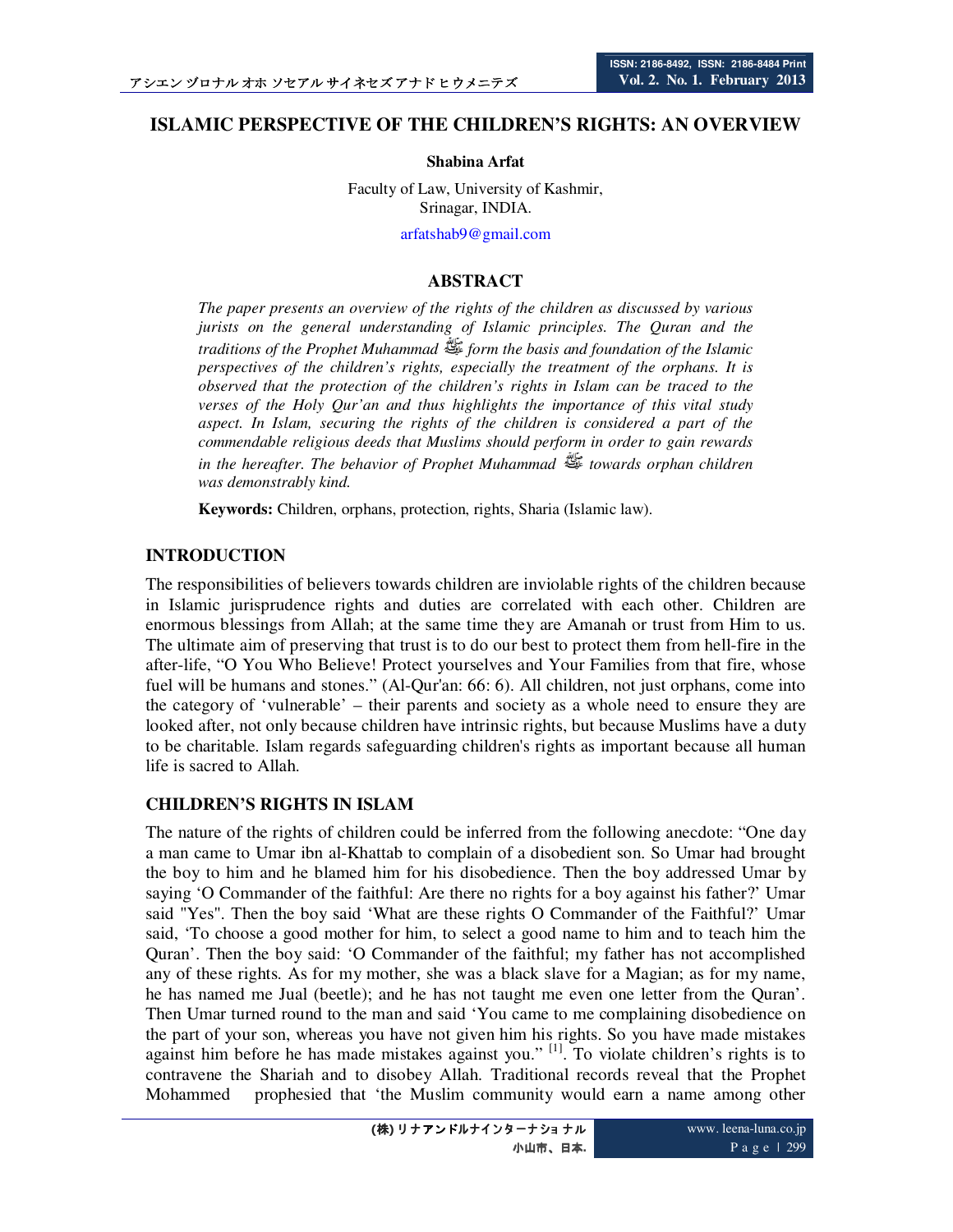# ISLAMIC PERSPECTIVE OF THE CHILDREN'S RIGHTS: AN OVERVIEW

**Shabina Arfat**

Faculty of Law, University of Kashmir,
Srinagar, INDIA.

arfatshab9@gmail.com

## ABSTRACT

*The paper presents an overview of the rights of the children as discussed by various jurists on the general understanding of Islamic principles. The Quran and the traditions of the Prophet Muhammad ﷺ form the basis and foundation of the Islamic perspectives of the children's rights, especially the treatment of the orphans. It is observed that the protection of the children's rights in Islam can be traced to the verses of the Holy Qur'an and thus highlights the importance of this vital study aspect. In Islam, securing the rights of the children is considered a part of the commendable religious deeds that Muslims should perform in order to gain rewards in the hereafter. The behavior of Prophet Muhammad ﷺ towards orphan children was demonstrably kind.*

**Keywords:** Children, orphans, protection, rights, Sharia (Islamic law).

## INTRODUCTION

The responsibilities of believers towards children are inviolable rights of the children because in Islamic jurisprudence rights and duties are correlated with each other. Children are enormous blessings from Allah; at the same time they are Amanah or trust from Him to us. The ultimate aim of preserving that trust is to do our best to protect them from hell-fire in the after-life, "O You Who Believe! Protect yourselves and Your Families from that fire, whose fuel will be humans and stones." (Al-Qur'an: 66: 6). All children, not just orphans, come into the category of 'vulnerable' – their parents and society as a whole need to ensure they are looked after, not only because children have intrinsic rights, but because Muslims have a duty to be charitable. Islam regards safeguarding children's rights as important because all human life is sacred to Allah.

## CHILDREN'S RIGHTS IN ISLAM

The nature of the rights of children could be inferred from the following anecdote: "One day a man came to Umar ibn al-Khattab to complain of a disobedient son. So Umar had brought the boy to him and he blamed him for his disobedience. Then the boy addressed Umar by saying 'O Commander of the faithful: Are there no rights for a boy against his father?' Umar said "Yes". Then the boy said 'What are these rights O Commander of the Faithful?' Umar said, 'To choose a good mother for him, to select a good name to him and to teach him the Quran'. Then the boy said: 'O Commander of the faithful; my father has not accomplished any of these rights. As for my mother, she was a black slave for a Magian; as for my name, he has named me Jual (beetle); and he has not taught me even one letter from the Quran'. Then Umar turned round to the man and said 'You came to me complaining disobedience on the part of your son, whereas you have not given him his rights. So you have made mistakes against him before he has made mistakes against you." [1]. To violate children's rights is to contravene the Shariah and to disobey Allah. Traditional records reveal that the Prophet Mohammed prophesied that 'the Muslim community would earn a name among other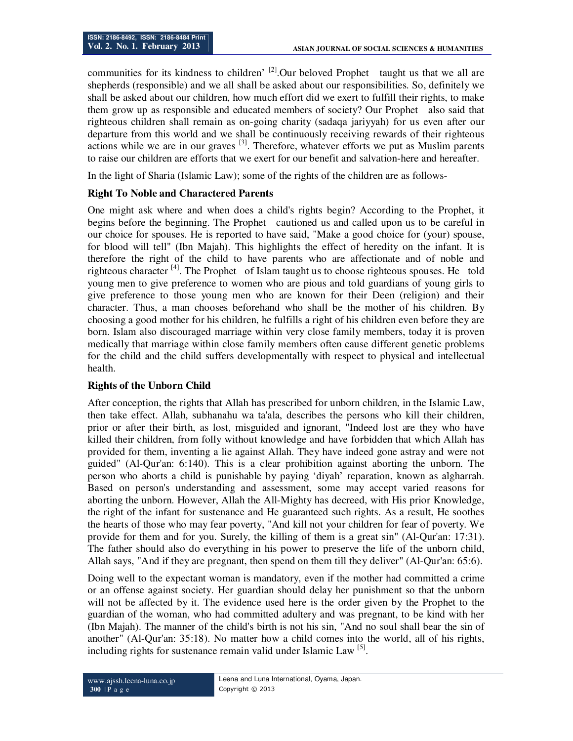communities for its kindness to children' [2].Our beloved Prophet  taught us that we all are shepherds (responsible) and we all shall be asked about our responsibilities. So, definitely we shall be asked about our children, how much effort did we exert to fulfill their rights, to make them grow up as responsible and educated members of society? Our Prophet  also said that righteous children shall remain as on-going charity (sadaqa jariyyah) for us even after our departure from this world and we shall be continuously receiving rewards of their righteous actions while we are in our graves [3]. Therefore, whatever efforts we put as Muslim parents to raise our children are efforts that we exert for our benefit and salvation-here and hereafter.

In the light of Sharia (Islamic Law); some of the rights of the children are as follows-

**Right To Noble and Charactered Parents**

One might ask where and when does a child's rights begin? According to the Prophet, it begins before the beginning. The Prophet  cautioned us and called upon us to be careful in our choice for spouses. He is reported to have said, "Make a good choice for (your) spouse, for blood will tell" (Ibn Majah). This highlights the effect of heredity on the infant. It is therefore the right of the child to have parents who are affectionate and of noble and righteous character [4]. The Prophet  of Islam taught us to choose righteous spouses. He  told young men to give preference to women who are pious and told guardians of young girls to give preference to those young men who are known for their Deen (religion) and their character. Thus, a man chooses beforehand who shall be the mother of his children. By choosing a good mother for his children, he fulfills a right of his children even before they are born. Islam also discouraged marriage within very close family members, today it is proven medically that marriage within close family members often cause different genetic problems for the child and the child suffers developmentally with respect to physical and intellectual health.

**Rights of the Unborn Child**

After conception, the rights that Allah has prescribed for unborn children, in the Islamic Law, then take effect. Allah, subhanahu wa ta'ala, describes the persons who kill their children, prior or after their birth, as lost, misguided and ignorant, "Indeed lost are they who have killed their children, from folly without knowledge and have forbidden that which Allah has provided for them, inventing a lie against Allah. They have indeed gone astray and were not guided" (Al-Qur'an: 6:140). This is a clear prohibition against aborting the unborn. The person who aborts a child is punishable by paying 'diyah' reparation, known as algharrah. Based on person's understanding and assessment, some may accept varied reasons for aborting the unborn. However, Allah the All-Mighty has decreed, with His prior Knowledge, the right of the infant for sustenance and He guaranteed such rights. As a result, He soothes the hearts of those who may fear poverty, "And kill not your children for fear of poverty. We provide for them and for you. Surely, the killing of them is a great sin" (Al-Qur'an: 17:31). The father should also do everything in his power to preserve the life of the unborn child, Allah says, "And if they are pregnant, then spend on them till they deliver" (Al-Qur'an: 65:6).

Doing well to the expectant woman is mandatory, even if the mother had committed a crime or an offense against society. Her guardian should delay her punishment so that the unborn will not be affected by it. The evidence used here is the order given by the Prophet to the guardian of the woman, who had committed adultery and was pregnant, to be kind with her (Ibn Majah). The manner of the child's birth is not his sin, "And no soul shall bear the sin of another" (Al-Qur'an: 35:18). No matter how a child comes into the world, all of his rights, including rights for sustenance remain valid under Islamic Law [5].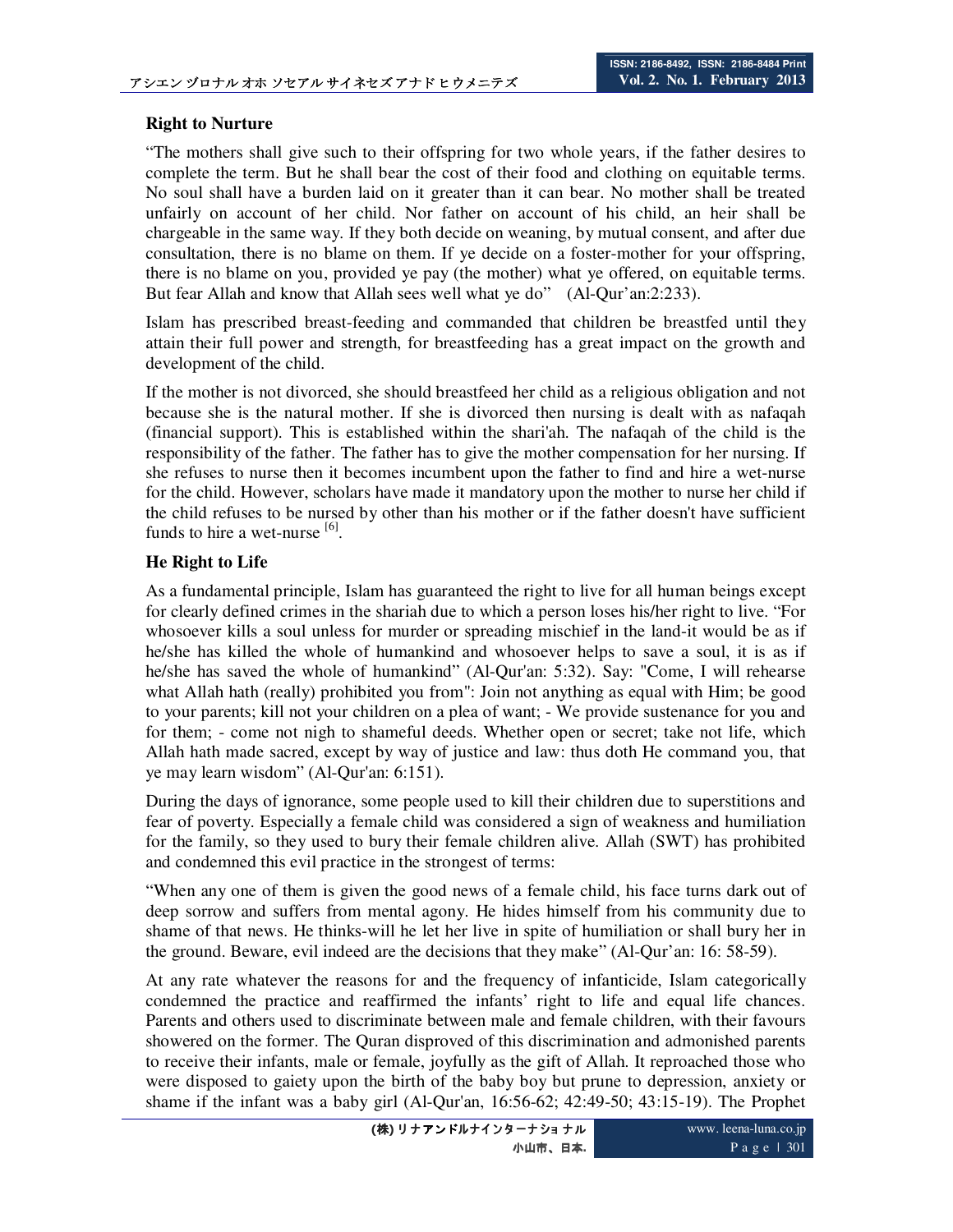**Right to Nurture**

"The mothers shall give such to their offspring for two whole years, if the father desires to complete the term. But he shall bear the cost of their food and clothing on equitable terms. No soul shall have a burden laid on it greater than it can bear. No mother shall be treated unfairly on account of her child. Nor father on account of his child, an heir shall be chargeable in the same way. If they both decide on weaning, by mutual consent, and after due consultation, there is no blame on them. If ye decide on a foster-mother for your offspring, there is no blame on you, provided ye pay (the mother) what ye offered, on equitable terms. But fear Allah and know that Allah sees well what ye do" (Al-Qur'an:2:233).

Islam has prescribed breast-feeding and commanded that children be breastfed until they attain their full power and strength, for breastfeeding has a great impact on the growth and development of the child.

If the mother is not divorced, she should breastfeed her child as a religious obligation and not because she is the natural mother. If she is divorced then nursing is dealt with as nafaqah (financial support). This is established within the shari'ah. The nafaqah of the child is the responsibility of the father. The father has to give the mother compensation for her nursing. If she refuses to nurse then it becomes incumbent upon the father to find and hire a wet-nurse for the child. However, scholars have made it mandatory upon the mother to nurse her child if the child refuses to be nursed by other than his mother or if the father doesn't have sufficient funds to hire a wet-nurse [6].

**He Right to Life**

As a fundamental principle, Islam has guaranteed the right to live for all human beings except for clearly defined crimes in the shariah due to which a person loses his/her right to live. "For whosoever kills a soul unless for murder or spreading mischief in the land-it would be as if he/she has killed the whole of humankind and whosoever helps to save a soul, it is as if he/she has saved the whole of humankind" (Al-Qur'an: 5:32). Say: "Come, I will rehearse what Allah hath (really) prohibited you from": Join not anything as equal with Him; be good to your parents; kill not your children on a plea of want; - We provide sustenance for you and for them; - come not nigh to shameful deeds. Whether open or secret; take not life, which Allah hath made sacred, except by way of justice and law: thus doth He command you, that ye may learn wisdom" (Al-Qur'an: 6:151).

During the days of ignorance, some people used to kill their children due to superstitions and fear of poverty. Especially a female child was considered a sign of weakness and humiliation for the family, so they used to bury their female children alive. Allah (SWT) has prohibited and condemned this evil practice in the strongest of terms:

"When any one of them is given the good news of a female child, his face turns dark out of deep sorrow and suffers from mental agony. He hides himself from his community due to shame of that news. He thinks-will he let her live in spite of humiliation or shall bury her in the ground. Beware, evil indeed are the decisions that they make" (Al-Qur'an: 16: 58-59).

At any rate whatever the reasons for and the frequency of infanticide, Islam categorically condemned the practice and reaffirmed the infants' right to life and equal life chances. Parents and others used to discriminate between male and female children, with their favours showered on the former. The Quran disproved of this discrimination and admonished parents to receive their infants, male or female, joyfully as the gift of Allah. It reproached those who were disposed to gaiety upon the birth of the baby boy but prune to depression, anxiety or shame if the infant was a baby girl (Al-Qur'an, 16:56-62; 42:49-50; 43:15-19). The Prophet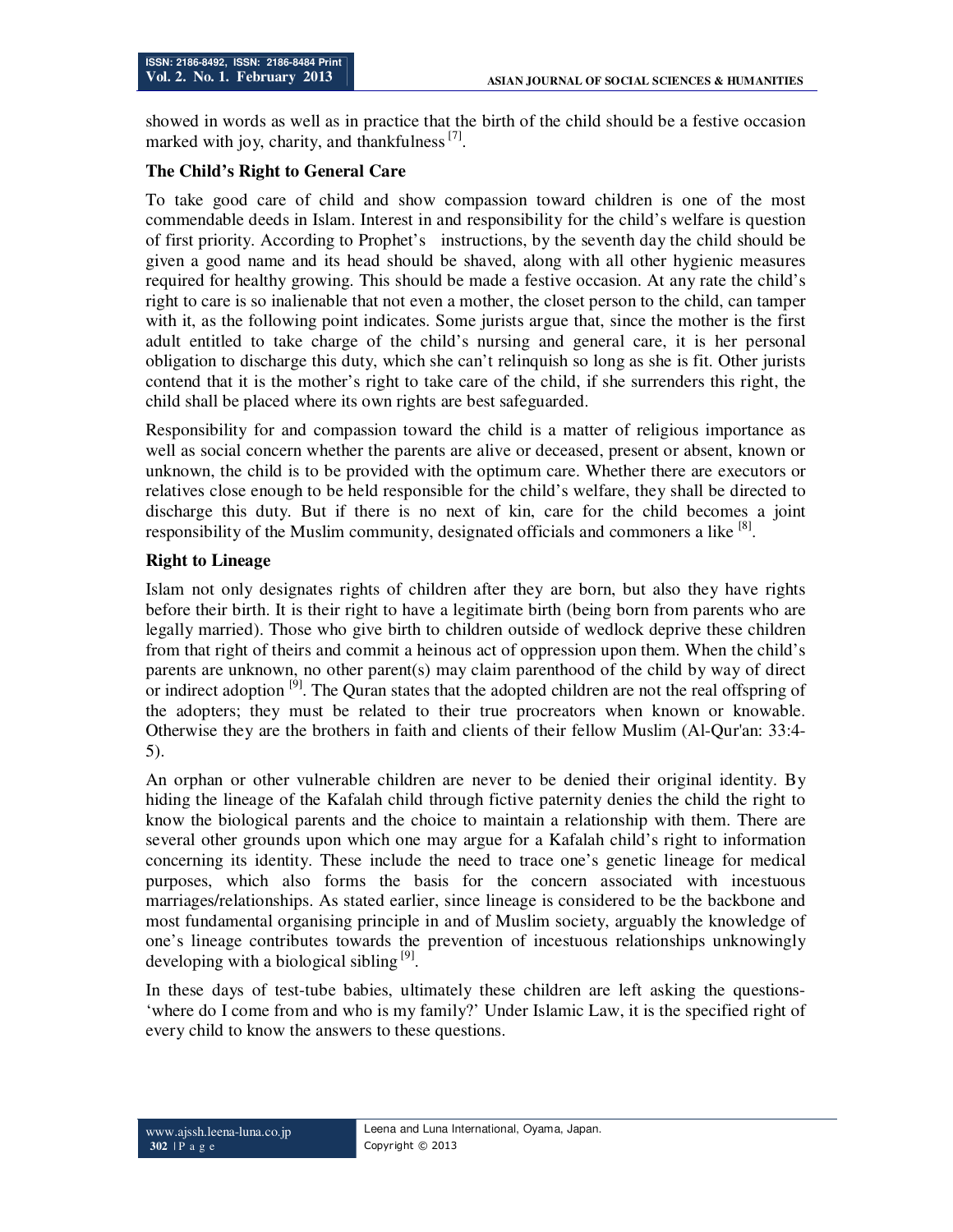showed in words as well as in practice that the birth of the child should be a festive occasion marked with joy, charity, and thankfulness [7].

**The Child's Right to General Care**

To take good care of child and show compassion toward children is one of the most commendable deeds in Islam. Interest in and responsibility for the child's welfare is question of first priority. According to Prophet's instructions, by the seventh day the child should be given a good name and its head should be shaved, along with all other hygienic measures required for healthy growing. This should be made a festive occasion. At any rate the child's right to care is so inalienable that not even a mother, the closet person to the child, can tamper with it, as the following point indicates. Some jurists argue that, since the mother is the first adult entitled to take charge of the child's nursing and general care, it is her personal obligation to discharge this duty, which she can't relinquish so long as she is fit. Other jurists contend that it is the mother's right to take care of the child, if she surrenders this right, the child shall be placed where its own rights are best safeguarded.

Responsibility for and compassion toward the child is a matter of religious importance as well as social concern whether the parents are alive or deceased, present or absent, known or unknown, the child is to be provided with the optimum care. Whether there are executors or relatives close enough to be held responsible for the child's welfare, they shall be directed to discharge this duty. But if there is no next of kin, care for the child becomes a joint responsibility of the Muslim community, designated officials and commoners a like [8].

**Right to Lineage**

Islam not only designates rights of children after they are born, but also they have rights before their birth. It is their right to have a legitimate birth (being born from parents who are legally married). Those who give birth to children outside of wedlock deprive these children from that right of theirs and commit a heinous act of oppression upon them. When the child's parents are unknown, no other parent(s) may claim parenthood of the child by way of direct or indirect adoption [9]. The Quran states that the adopted children are not the real offspring of the adopters; they must be related to their true procreators when known or knowable. Otherwise they are the brothers in faith and clients of their fellow Muslim (Al-Qur'an: 33:4-5).

An orphan or other vulnerable children are never to be denied their original identity. By hiding the lineage of the Kafalah child through fictive paternity denies the child the right to know the biological parents and the choice to maintain a relationship with them. There are several other grounds upon which one may argue for a Kafalah child's right to information concerning its identity. These include the need to trace one's genetic lineage for medical purposes, which also forms the basis for the concern associated with incestuous marriages/relationships. As stated earlier, since lineage is considered to be the backbone and most fundamental organising principle in and of Muslim society, arguably the knowledge of one's lineage contributes towards the prevention of incestuous relationships unknowingly developing with a biological sibling [9].

In these days of test-tube babies, ultimately these children are left asking the questions- 'where do I come from and who is my family?' Under Islamic Law, it is the specified right of every child to know the answers to these questions.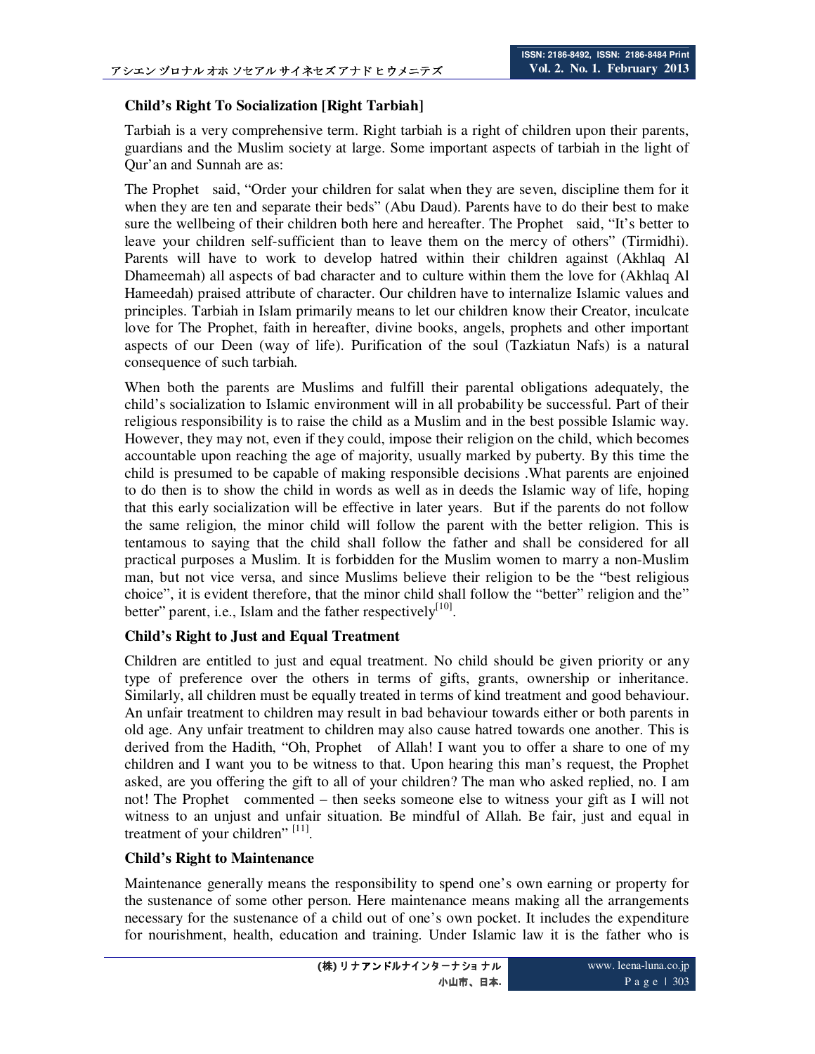**Child's Right To Socialization [Right Tarbiah]**

Tarbiah is a very comprehensive term. Right tarbiah is a right of children upon their parents, guardians and the Muslim society at large. Some important aspects of tarbiah in the light of Qur'an and Sunnah are as:

The Prophet said, "Order your children for salat when they are seven, discipline them for it when they are ten and separate their beds" (Abu Daud). Parents have to do their best to make sure the wellbeing of their children both here and hereafter. The Prophet said, "It's better to leave your children self-sufficient than to leave them on the mercy of others" (Tirmidhi). Parents will have to work to develop hatred within their children against (Akhlaq Al Dhameemah) all aspects of bad character and to culture within them the love for (Akhlaq Al Hameedah) praised attribute of character. Our children have to internalize Islamic values and principles. Tarbiah in Islam primarily means to let our children know their Creator, inculcate love for The Prophet, faith in hereafter, divine books, angels, prophets and other important aspects of our Deen (way of life). Purification of the soul (Tazkiatun Nafs) is a natural consequence of such tarbiah.

When both the parents are Muslims and fulfill their parental obligations adequately, the child's socialization to Islamic environment will in all probability be successful. Part of their religious responsibility is to raise the child as a Muslim and in the best possible Islamic way. However, they may not, even if they could, impose their religion on the child, which becomes accountable upon reaching the age of majority, usually marked by puberty. By this time the child is presumed to be capable of making responsible decisions .What parents are enjoined to do then is to show the child in words as well as in deeds the Islamic way of life, hoping that this early socialization will be effective in later years. But if the parents do not follow the same religion, the minor child will follow the parent with the better religion. This is tentamous to saying that the child shall follow the father and shall be considered for all practical purposes a Muslim. It is forbidden for the Muslim women to marry a non-Muslim man, but not vice versa, and since Muslims believe their religion to be the "best religious choice", it is evident therefore, that the minor child shall follow the "better" religion and the" better" parent, i.e., Islam and the father respectively[10].

**Child's Right to Just and Equal Treatment**

Children are entitled to just and equal treatment. No child should be given priority or any type of preference over the others in terms of gifts, grants, ownership or inheritance. Similarly, all children must be equally treated in terms of kind treatment and good behaviour. An unfair treatment to children may result in bad behaviour towards either or both parents in old age. Any unfair treatment to children may also cause hatred towards one another. This is derived from the Hadith, "Oh, Prophet of Allah! I want you to offer a share to one of my children and I want you to be witness to that. Upon hearing this man's request, the Prophet asked, are you offering the gift to all of your children? The man who asked replied, no. I am not! The Prophet commented – then seeks someone else to witness your gift as I will not witness to an unjust and unfair situation. Be mindful of Allah. Be fair, just and equal in treatment of your children" [11].

**Child's Right to Maintenance**

Maintenance generally means the responsibility to spend one's own earning or property for the sustenance of some other person. Here maintenance means making all the arrangements necessary for the sustenance of a child out of one's own pocket. It includes the expenditure for nourishment, health, education and training. Under Islamic law it is the father who is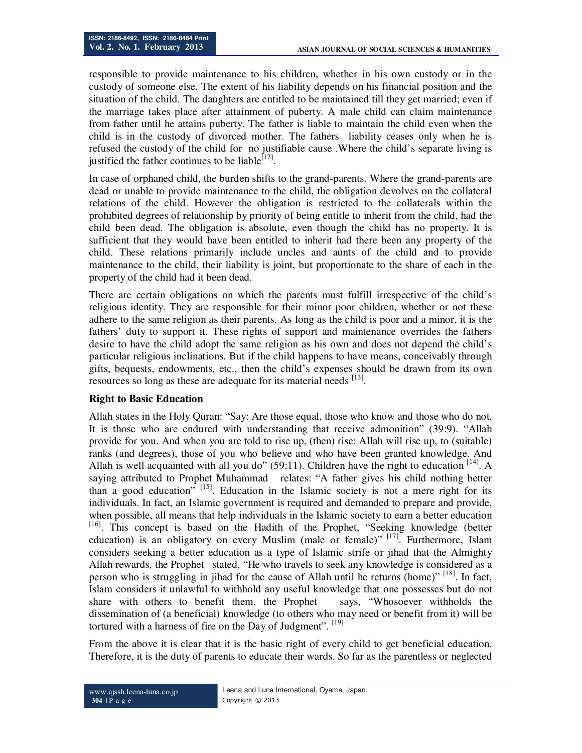responsible to provide maintenance to his children, whether in his own custody or in the custody of someone else. The extent of his liability depends on his financial position and the situation of the child. The daughters are entitled to be maintained till they get married; even if the marriage takes place after attainment of puberty. A male child can claim maintenance from father until he attains puberty. The father is liable to maintain the child even when the child is in the custody of divorced mother. The fathers liability ceases only when he is refused the custody of the child for no justifiable cause .Where the child's separate living is justified the father continues to be liable[12].

In case of orphaned child, the burden shifts to the grand-parents. Where the grand-parents are dead or unable to provide maintenance to the child, the obligation devolves on the collateral relations of the child. However the obligation is restricted to the collaterals within the prohibited degrees of relationship by priority of being entile to inherit from the child, had the child been dead. The obligation is absolute, even though the child has no property. It is sufficient that they would have been entitled to inherit had there been any property of the child. These relations primarily include uncles and aunts of the child and to provide maintenance to the child, their liability is joint, but proportionate to the share of each in the property of the child had it been dead.

There are certain obligations on which the parents must fulfill irrespective of the child's religious identity. They are responsible for their minor poor children, whether or not these adhere to the same religion as their parents. As long as the child is poor and a minor, it is the fathers' duty to support it. These rights of support and maintenance overrides the fathers desire to have the child adopt the same religion as his own and does not depend the child's particular religious inclinations. But if the child happens to have means, conceivably through gifts, bequests, endowments, etc., then the child's expenses should be drawn from its own resources so long as these are adequate for its material needs [13].

**Right to Basic Education**

Allah states in the Holy Quran: "Say: Are those equal, those who know and those who do not. It is those who are endured with understanding that receive admonition" (39:9). "Allah provide for you. And when you are told to rise up, (then) rise: Allah will rise up, to (suitable) ranks (and degrees), those of you who believe and who have been granted knowledge. And Allah is well acquainted with all you do" (59:11). Children have the right to education [14]. A saying attributed to Prophet Muhammad relates: "A father gives his child nothing better than a good education" [15]. Education in the Islamic society is not a mere right for its individuals. In fact, an Islamic government is required and demanded to prepare and provide, when possible, all means that help individuals in the Islamic society to earn a better education [16]. This concept is based on the Hadith of the Prophet, "Seeking knowledge (better education) is an obligatory on every Muslim (male or female)" [17]. Furthermore, Islam considers seeking a better education as a type of Islamic strife or jihad that the Almighty Allah rewards, the Prophet stated, "He who travels to seek any knowledge is considered as a person who is struggling in jihad for the cause of Allah until he returns (home)" [18]. In fact, Islam considers it unlawful to withhold any useful knowledge that one possesses but do not share with others to benefit them, the Prophet says, "Whosoever withholds the dissemination of (a beneficial) knowledge (to others who may need or benefit from it) will be tortured with a harness of fire on the Day of Judgment". [19]

From the above it is clear that it is the basic right of every child to get beneficial education. Therefore, it is the duty of parents to educate their wards. So far as the parentless or neglected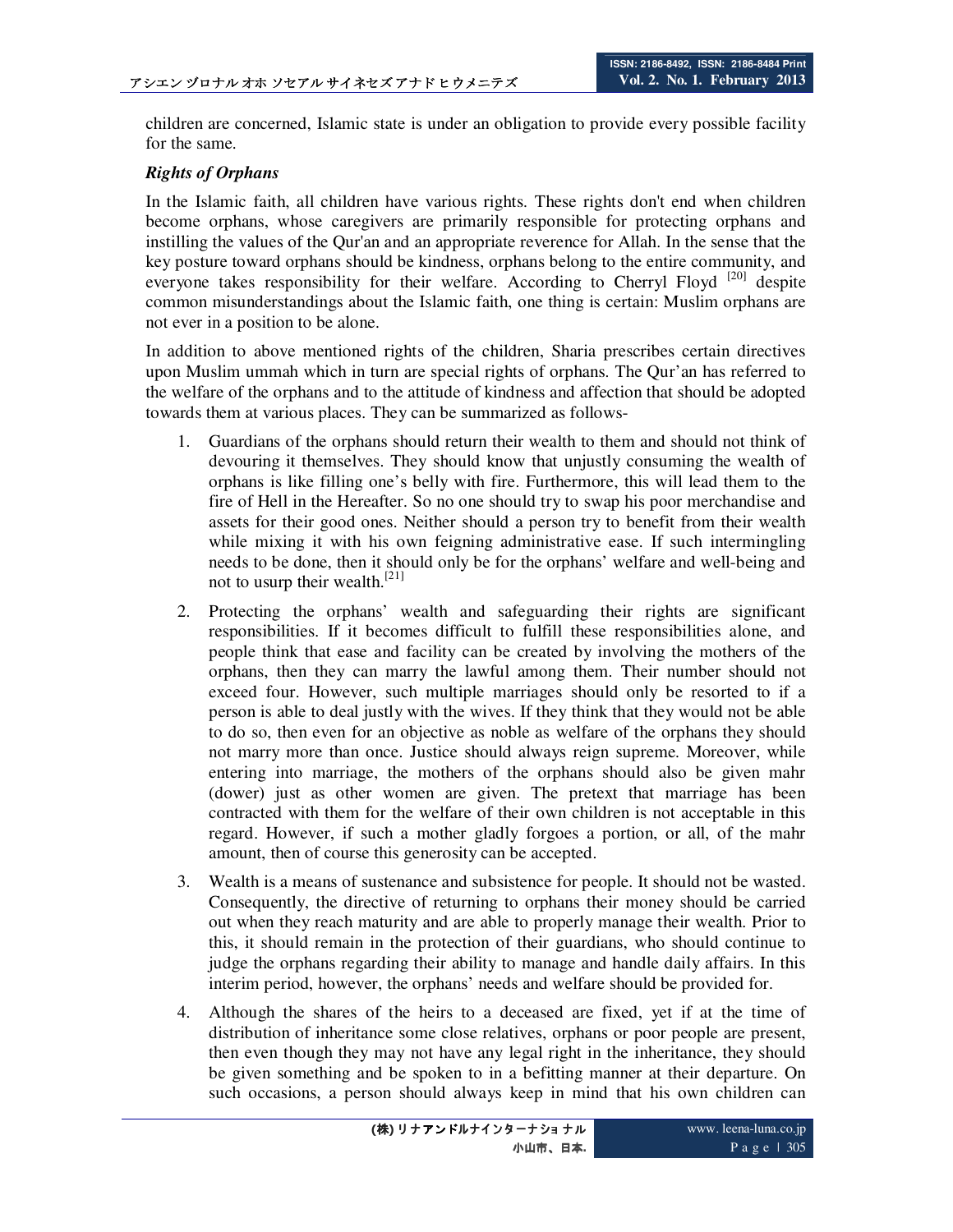children are concerned, Islamic state is under an obligation to provide every possible facility for the same.

***Rights of Orphans***

In the Islamic faith, all children have various rights. These rights don't end when children become orphans, whose caregivers are primarily responsible for protecting orphans and instilling the values of the Qur'an and an appropriate reverence for Allah. In the sense that the key posture toward orphans should be kindness, orphans belong to the entire community, and everyone takes responsibility for their welfare. According to Cherryl Floyd [20] despite common misunderstandings about the Islamic faith, one thing is certain: Muslim orphans are not ever in a position to be alone.

In addition to above mentioned rights of the children, Sharia prescribes certain directives upon Muslim ummah which in turn are special rights of orphans. The Qur'an has referred to the welfare of the orphans and to the attitude of kindness and affection that should be adopted towards them at various places. They can be summarized as follows-

1. Guardians of the orphans should return their wealth to them and should not think of devouring it themselves. They should know that unjustly consuming the wealth of orphans is like filling one's belly with fire. Furthermore, this will lead them to the fire of Hell in the Hereafter. So no one should try to swap his poor merchandise and assets for their good ones. Neither should a person try to benefit from their wealth while mixing it with his own feigning administrative ease. If such intermingling needs to be done, then it should only be for the orphans' welfare and well-being and not to usurp their wealth.[21]
2. Protecting the orphans' wealth and safeguarding their rights are significant responsibilities. If it becomes difficult to fulfill these responsibilities alone, and people think that ease and facility can be created by involving the mothers of the orphans, then they can marry the lawful among them. Their number should not exceed four. However, such multiple marriages should only be resorted to if a person is able to deal justly with the wives. If they think that they would not be able to do so, then even for an objective as noble as welfare of the orphans they should not marry more than once. Justice should always reign supreme. Moreover, while entering into marriage, the mothers of the orphans should also be given mahr (dower) just as other women are given. The pretext that marriage has been contracted with them for the welfare of their own children is not acceptable in this regard. However, if such a mother gladly forgoes a portion, or all, of the mahr amount, then of course this generosity can be accepted.
3. Wealth is a means of sustenance and subsistence for people. It should not be wasted. Consequently, the directive of returning to orphans their money should be carried out when they reach maturity and are able to properly manage their wealth. Prior to this, it should remain in the protection of their guardians, who should continue to judge the orphans regarding their ability to manage and handle daily affairs. In this interim period, however, the orphans' needs and welfare should be provided for.
4. Although the shares of the heirs to a deceased are fixed, yet if at the time of distribution of inheritance some close relatives, orphans or poor people are present, then even though they may not have any legal right in the inheritance, they should be given something and be spoken to in a befitting manner at their departure. On such occasions, a person should always keep in mind that his own children can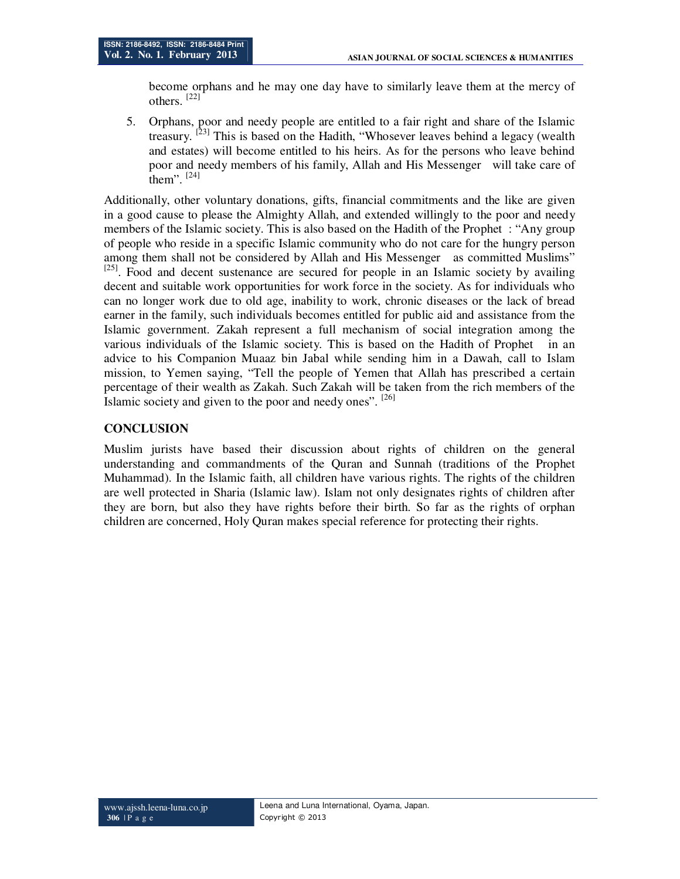become orphans and he may one day have to similarly leave them at the mercy of others. [22]

5. Orphans, poor and needy people are entitled to a fair right and share of the Islamic treasury. [23] This is based on the Hadith, "Whosever leaves behind a legacy (wealth and estates) will become entitled to his heirs. As for the persons who leave behind poor and needy members of his family, Allah and His Messenger will take care of them". [24]

Additionally, other voluntary donations, gifts, financial commitments and the like are given in a good cause to please the Almighty Allah, and extended willingly to the poor and needy members of the Islamic society. This is also based on the Hadith of the Prophet : "Any group of people who reside in a specific Islamic community who do not care for the hungry person among them shall not be considered by Allah and His Messenger as committed Muslims" [25]. Food and decent sustenance are secured for people in an Islamic society by availing decent and suitable work opportunities for work force in the society. As for individuals who can no longer work due to old age, inability to work, chronic diseases or the lack of bread earner in the family, such individuals becomes entitled for public aid and assistance from the Islamic government. Zakah represent a full mechanism of social integration among the various individuals of the Islamic society. This is based on the Hadith of Prophet in an advice to his Companion Muaaz bin Jabal while sending him in a Dawah, call to Islam mission, to Yemen saying, "Tell the people of Yemen that Allah has prescribed a certain percentage of their wealth as Zakah. Such Zakah will be taken from the rich members of the Islamic society and given to the poor and needy ones". [26]

## CONCLUSION

Muslim jurists have based their discussion about rights of children on the general understanding and commandments of the Quran and Sunnah (traditions of the Prophet Muhammad). In the Islamic faith, all children have various rights. The rights of the children are well protected in Sharia (Islamic law). Islam not only designates rights of children after they are born, but also they have rights before their birth. So far as the rights of orphan children are concerned, Holy Quran makes special reference for protecting their rights.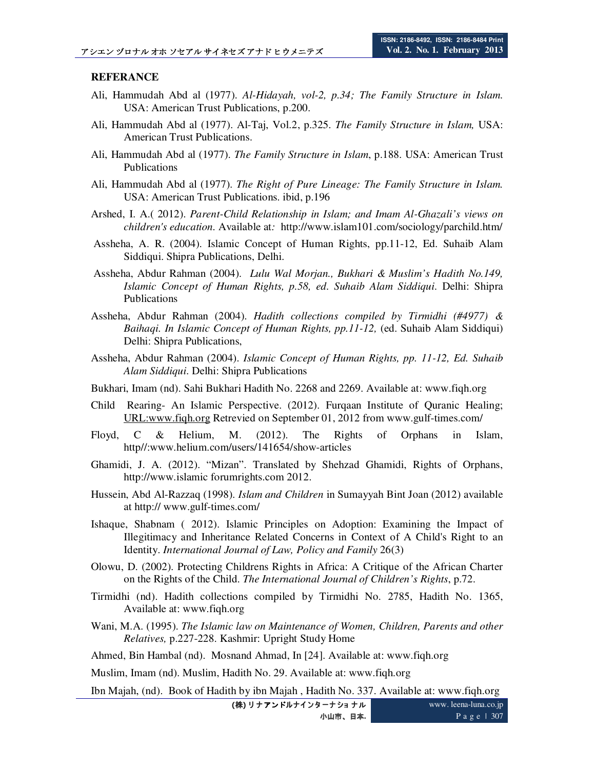**REFERANCE**

Ali, Hammudah Abd al (1977). *Al-Hidayah, vol-2, p.34; The Family Structure in Islam.* USA: American Trust Publications, p.200.

Ali, Hammudah Abd al (1977). Al-Taj, Vol.2, p.325. *The Family Structure in Islam,* USA: American Trust Publications.

Ali, Hammudah Abd al (1977). *The Family Structure in Islam*, p.188. USA: American Trust Publications

Ali, Hammudah Abd al (1977). *The Right of Pure Lineage: The Family Structure in Islam.* USA: American Trust Publications. ibid, p.196

Arshed, I. A.( 2012). *Parent-Child Relationship in Islam; and Imam Al-Ghazali's views on children's education.* Available at*:* http://www.islam101.com/sociology/parchild.htm/

Assheha, A. R. (2004). Islamic Concept of Human Rights, pp.11-12, Ed. Suhaib Alam Siddiqui. Shipra Publications, Delhi.

Assheha, Abdur Rahman (2004). *Lulu Wal Morjan., Bukhari & Muslim's Hadith No.149, Islamic Concept of Human Rights, p.58, ed. Suhaib Alam Siddiqui.* Delhi: Shipra Publications

Assheha, Abdur Rahman (2004). *Hadith collections compiled by Tirmidhi (#4977) & Baihaqi. In Islamic Concept of Human Rights, pp.11-12,* (ed. Suhaib Alam Siddiqui) Delhi: Shipra Publications,

Assheha, Abdur Rahman (2004). *Islamic Concept of Human Rights, pp. 11-12, Ed. Suhaib Alam Siddiqui.* Delhi: Shipra Publications

Bukhari, Imam (nd). Sahi Bukhari Hadith No. 2268 and 2269. Available at: www.fiqh.org

Child Rearing- An Islamic Perspective. (2012). Furqaan Institute of Quranic Healing; URL:www.fiqh.org Retrevied on September 01, 2012 from www.gulf-times.com/

Floyd, C & Helium, M. (2012). The Rights of Orphans in Islam, http//:www.helium.com/users/141654/show-articles

Ghamidi, J. A. (2012). "Mizan". Translated by Shehzad Ghamidi, Rights of Orphans, http://www.islamic forumrights.com 2012.

Hussein, Abd Al-Razzaq (1998). *Islam and Children* in Sumayyah Bint Joan (2012) available at http:// www.gulf-times.com/

Ishaque, Shabnam ( 2012). Islamic Principles on Adoption: Examining the Impact of Illegitimacy and Inheritance Related Concerns in Context of A Child's Right to an Identity. *International Journal of Law, Policy and Family* 26(3)

Olowu, D. (2002). Protecting Childrens Rights in Africa: A Critique of the African Charter on the Rights of the Child. *The International Journal of Children's Rights*, p.72.

Tirmidhi (nd). Hadith collections compiled by Tirmidhi No. 2785, Hadith No. 1365, Available at: www.fiqh.org

Wani, M.A. (1995). *The Islamic law on Maintenance of Women, Children, Parents and other Relatives,* p.227-228. Kashmir: Upright Study Home

Ahmed, Bin Hambal (nd). Mosnand Ahmad, In [24]. Available at: www.fiqh.org

Muslim, Imam (nd). Muslim, Hadith No. 29. Available at: www.fiqh.org

Ibn Majah, (nd). Book of Hadith by ibn Majah , Hadith No. 337. Available at: www.fiqh.org